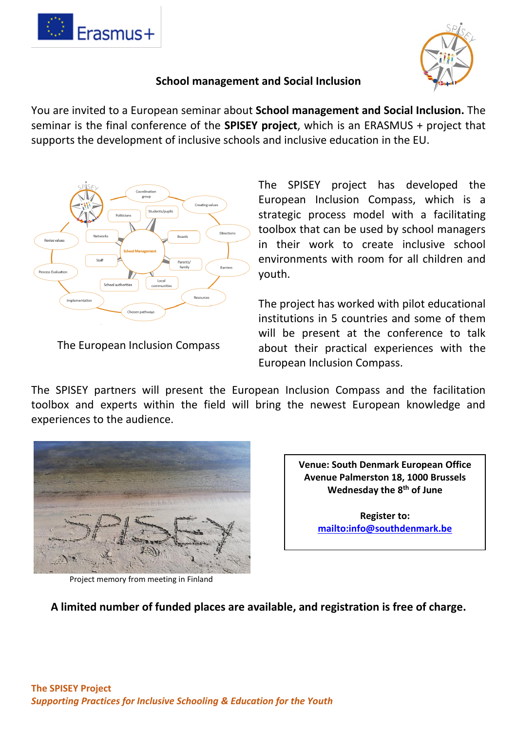## School management and Social Inclusion

You are invited to a European seminar about **School management and Social Inclusion.** The seminar is the final conference of the **SPISEY project**, which is an ERASMUS + project that supports the development of inclusive schools and inclusive education in the EU.

The European Inclusion Compass

The SPISEY project has developed the European Inclusion Compass, which is a strategic process model with a facilitating toolbox that can be used by school managers in their work to create inclusive school environments with room for all children and youth.

The project has worked with pilot educational institutions in 5 countries and some of them will be present at the conference to talk about their practical experiences with the European Inclusion Compass.

The SPISEY partners will present the European Inclusion Compass and the facilitation toolbox and experts within the field will bring the newest European knowledge and experiences to the audience.

Project memory from meeting in Finland

**Venue: South Denmark European Office**
**Avenue Palmerston 18, 1000 Brussels**
**Wednesday the 8th of June**

**Register to:**
**mailto:info@southdenmark.be**

**A limited number of funded places are available, and registration is free of charge.**

**The SPISEY Project**
***Supporting Practices for Inclusive Schooling & Education for the Youth***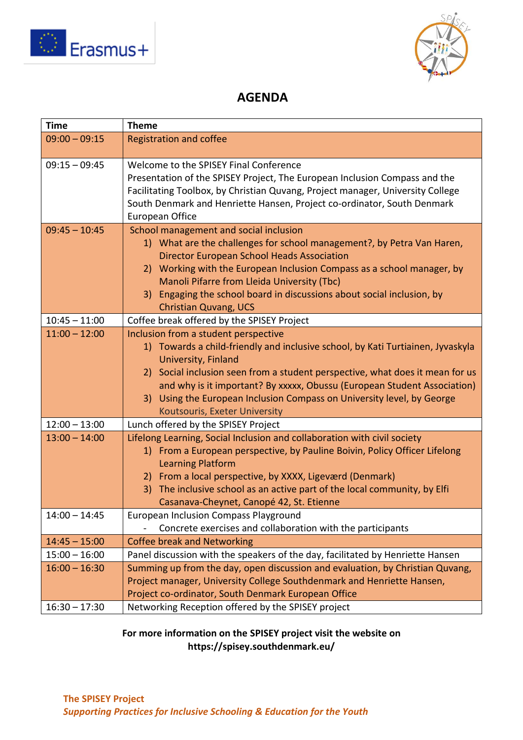# AGENDA

| Time | Theme |
|---|---|
| 09:00 – 09:15 | Registration and coffee |
| 09:15 – 09:45 | Welcome to the SPISEY Final Conference<br>Presentation of the SPISEY Project, The European Inclusion Compass and the Facilitating Toolbox, by Christian Quvang, Project manager, University College South Denmark and Henriette Hansen, Project co-ordinator, South Denmark European Office |
| 09:45 – 10:45 | School management and social inclusion<br>1) What are the challenges for school management?, by Petra Van Haren, Director European School Heads Association<br>2) Working with the European Inclusion Compass as a school manager, by Manoli Pifarre from Lleida University (Tbc)<br>3) Engaging the school board in discussions about social inclusion, by Christian Quvang, UCS |
| 10:45 – 11:00 | Coffee break offered by the SPISEY Project |
| 11:00 – 12:00 | Inclusion from a student perspective<br>1) Towards a child-friendly and inclusive school, by Kati Turtiainen, Jyvaskyla University, Finland<br>2) Social inclusion seen from a student perspective, what does it mean for us and why is it important? By xxxxx, Obussu (European Student Association)<br>3) Using the European Inclusion Compass on University level, by George Koutsouris, Exeter University |
| 12:00 – 13:00 | Lunch offered by the SPISEY Project |
| 13:00 – 14:00 | Lifelong Learning, Social Inclusion and collaboration with civil society<br>1) From a European perspective, by Pauline Boivin, Policy Officer Lifelong Learning Platform<br>2) From a local perspective, by XXXX, Ligeværd (Denmark)<br>3) The inclusive school as an active part of the local community, by Elfi Casanava-Cheynet, Canopé 42, St. Etienne |
| 14:00 – 14:45 | European Inclusion Compass Playground<br>- Concrete exercises and collaboration with the participants |
| 14:45 – 15:00 | Coffee break and Networking |
| 15:00 – 16:00 | Panel discussion with the speakers of the day, facilitated by Henriette Hansen |
| 16:00 – 16:30 | Summing up from the day, open discussion and evaluation, by Christian Quvang, Project manager, University College Southdenmark and Henriette Hansen, Project co-ordinator, South Denmark European Office |
| 16:30 – 17:30 | Networking Reception offered by the SPISEY project |

**For more information on the SPISEY project visit the website on https://spisey.southdenmark.eu/**

**The SPISEY Project**
***Supporting Practices for Inclusive Schooling & Education for the Youth***